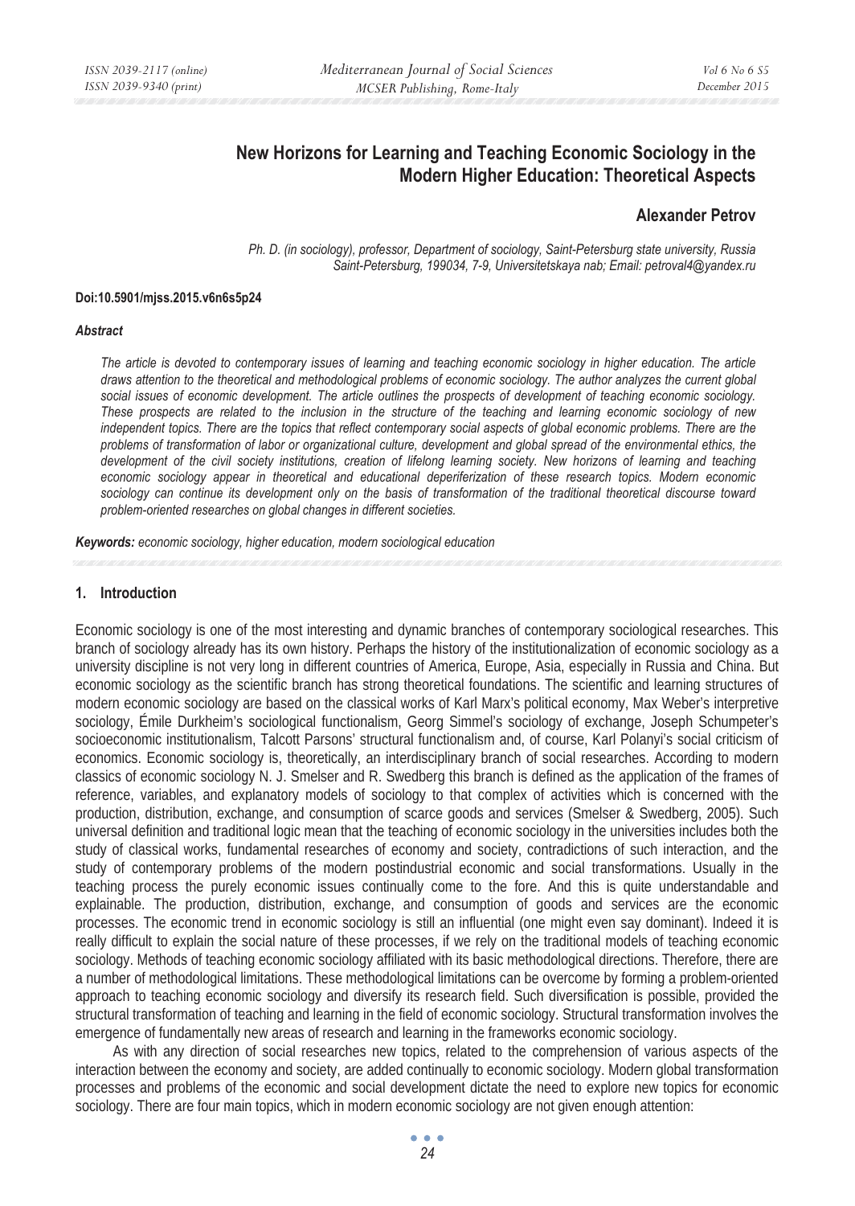# New Horizons for Learning and Teaching Economic Sociology in the Modern Higher Education: Theoretical Aspects

**Alexander Petrov**

*Ph. D. (in sociology), professor, Department of sociology, Saint-Petersburg state university, Russia Saint-Petersburg, 199034, 7-9, Universitetskaya nab; Email: petroval4@yandex.ru*

**Doi:10.5901/mjss.2015.v6n6s5p24**

***Abstract***

*The article is devoted to contemporary issues of learning and teaching economic sociology in higher education. The article draws attention to the theoretical and methodological problems of economic sociology. The author analyzes the current global social issues of economic development. The article outlines the prospects of development of teaching economic sociology. These prospects are related to the inclusion in the structure of the teaching and learning economic sociology of new independent topics. There are the topics that reflect contemporary social aspects of global economic problems. There are the problems of transformation of labor or organizational culture, development and global spread of the environmental ethics, the development of the civil society institutions, creation of lifelong learning society. New horizons of learning and teaching economic sociology appear in theoretical and educational deperiferization of these research topics. Modern economic sociology can continue its development only on the basis of transformation of the traditional theoretical discourse toward problem-oriented researches on global changes in different societies.*

***Keywords:*** *economic sociology, higher education, modern sociological education*

## 1. Introduction

Economic sociology is one of the most interesting and dynamic branches of contemporary sociological researches. This branch of sociology already has its own history. Perhaps the history of the institutionalization of economic sociology as a university discipline is not very long in different countries of America, Europe, Asia, especially in Russia and China. But economic sociology as the scientific branch has strong theoretical foundations. The scientific and learning structures of modern economic sociology are based on the classical works of Karl Marx's political economy, Max Weber's interpretive sociology, Émile Durkheim's sociological functionalism, Georg Simmel's sociology of exchange, Joseph Schumpeter's socioeconomic institutionalism, Talcott Parsons' structural functionalism and, of course, Karl Polanyi's social criticism of economics. Economic sociology is, theoretically, an interdisciplinary branch of social researches. According to modern classics of economic sociology N. J. Smelser and R. Swedberg this branch is defined as the application of the frames of reference, variables, and explanatory models of sociology to that complex of activities which is concerned with the production, distribution, exchange, and consumption of scarce goods and services (Smelser & Swedberg, 2005). Such universal definition and traditional logic mean that the teaching of economic sociology in the universities includes both the study of classical works, fundamental researches of economy and society, contradictions of such interaction, and the study of contemporary problems of the modern postindustrial economic and social transformations. Usually in the teaching process the purely economic issues continually come to the fore. And this is quite understandable and explainable. The production, distribution, exchange, and consumption of goods and services are the economic processes. The economic trend in economic sociology is still an influential (one might even say dominant). Indeed it is really difficult to explain the social nature of these processes, if we rely on the traditional models of teaching economic sociology. Methods of teaching economic sociology affiliated with its basic methodological directions. Therefore, there are a number of methodological limitations. These methodological limitations can be overcome by forming a problem-oriented approach to teaching economic sociology and diversify its research field. Such diversification is possible, provided the structural transformation of teaching and learning in the field of economic sociology. Structural transformation involves the emergence of fundamentally new areas of research and learning in the frameworks economic sociology.

As with any direction of social researches new topics, related to the comprehension of various aspects of the interaction between the economy and society, are added continually to economic sociology. Modern global transformation processes and problems of the economic and social development dictate the need to explore new topics for economic sociology. There are four main topics, which in modern economic sociology are not given enough attention: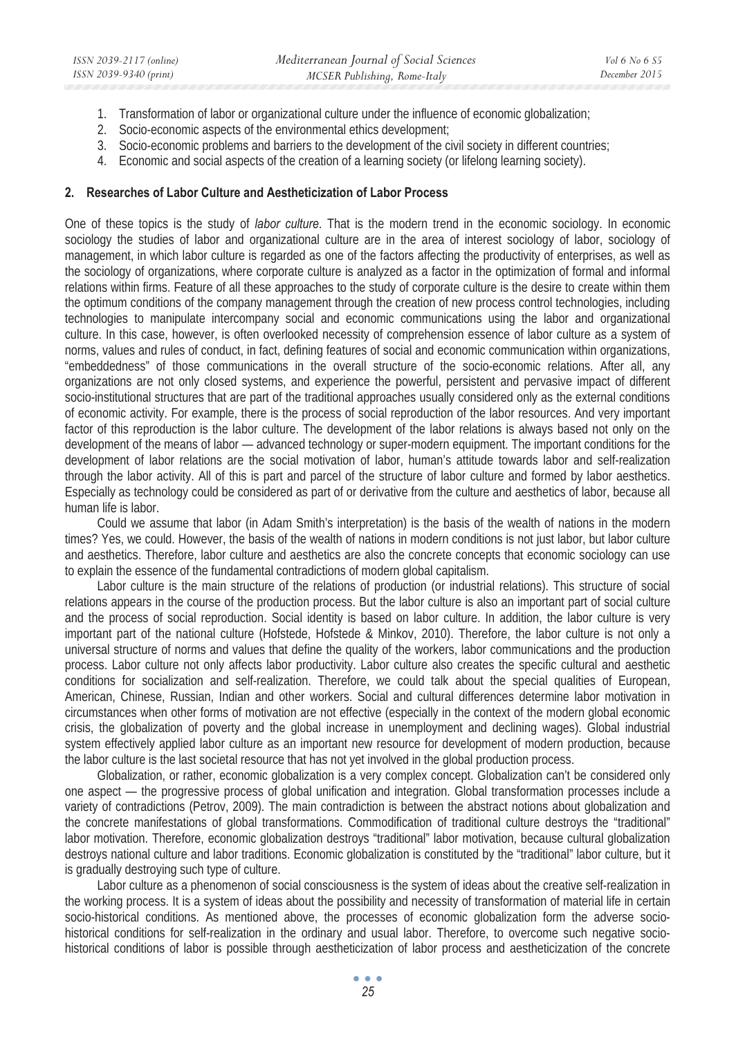1. Transformation of labor or organizational culture under the influence of economic globalization;
2. Socio-economic aspects of the environmental ethics development;
3. Socio-economic problems and barriers to the development of the civil society in different countries;
4. Economic and social aspects of the creation of a learning society (or lifelong learning society).

## 2. Researches of Labor Culture and Aestheticization of Labor Process

One of these topics is the study of *labor culture*. That is the modern trend in the economic sociology. In economic sociology the studies of labor and organizational culture are in the area of interest sociology of labor, sociology of management, in which labor culture is regarded as one of the factors affecting the productivity of enterprises, as well as the sociology of organizations, where corporate culture is analyzed as a factor in the optimization of formal and informal relations within firms. Feature of all these approaches to the study of corporate culture is the desire to create within them the optimum conditions of the company management through the creation of new process control technologies, including technologies to manipulate intercompany social and economic communications using the labor and organizational culture. In this case, however, is often overlooked necessity of comprehension essence of labor culture as a system of norms, values and rules of conduct, in fact, defining features of social and economic communication within organizations, "embeddedness" of those communications in the overall structure of the socio-economic relations. After all, any organizations are not only closed systems, and experience the powerful, persistent and pervasive impact of different socio-institutional structures that are part of the traditional approaches usually considered only as the external conditions of economic activity. For example, there is the process of social reproduction of the labor resources. And very important factor of this reproduction is the labor culture. The development of the labor relations is always based not only on the development of the means of labor — advanced technology or super-modern equipment. The important conditions for the development of labor relations are the social motivation of labor, human's attitude towards labor and self-realization through the labor activity. All of this is part and parcel of the structure of labor culture and formed by labor aesthetics. Especially as technology could be considered as part of or derivative from the culture and aesthetics of labor, because all human life is labor.

Could we assume that labor (in Adam Smith's interpretation) is the basis of the wealth of nations in the modern times? Yes, we could. However, the basis of the wealth of nations in modern conditions is not just labor, but labor culture and aesthetics. Therefore, labor culture and aesthetics are also the concrete concepts that economic sociology can use to explain the essence of the fundamental contradictions of modern global capitalism.

Labor culture is the main structure of the relations of production (or industrial relations). This structure of social relations appears in the course of the production process. But the labor culture is also an important part of social culture and the process of social reproduction. Social identity is based on labor culture. In addition, the labor culture is very important part of the national culture (Hofstede, Hofstede & Minkov, 2010). Therefore, the labor culture is not only a universal structure of norms and values that define the quality of the workers, labor communications and the production process. Labor culture not only affects labor productivity. Labor culture also creates the specific cultural and aesthetic conditions for socialization and self-realization. Therefore, we could talk about the special qualities of European, American, Chinese, Russian, Indian and other workers. Social and cultural differences determine labor motivation in circumstances when other forms of motivation are not effective (especially in the context of the modern global economic crisis, the globalization of poverty and the global increase in unemployment and declining wages). Global industrial system effectively applied labor culture as an important new resource for development of modern production, because the labor culture is the last societal resource that has not yet involved in the global production process.

Globalization, or rather, economic globalization is a very complex concept. Globalization can't be considered only one aspect — the progressive process of global unification and integration. Global transformation processes include a variety of contradictions (Petrov, 2009). The main contradiction is between the abstract notions about globalization and the concrete manifestations of global transformations. Commodification of traditional culture destroys the "traditional" labor motivation. Therefore, economic globalization destroys "traditional" labor motivation, because cultural globalization destroys national culture and labor traditions. Economic globalization is constituted by the "traditional" labor culture, but it is gradually destroying such type of culture.

Labor culture as a phenomenon of social consciousness is the system of ideas about the creative self-realization in the working process. It is a system of ideas about the possibility and necessity of transformation of material life in certain socio-historical conditions. As mentioned above, the processes of economic globalization form the adverse socio-historical conditions for self-realization in the ordinary and usual labor. Therefore, to overcome such negative socio-historical conditions of labor is possible through aestheticization of labor process and aestheticization of the concrete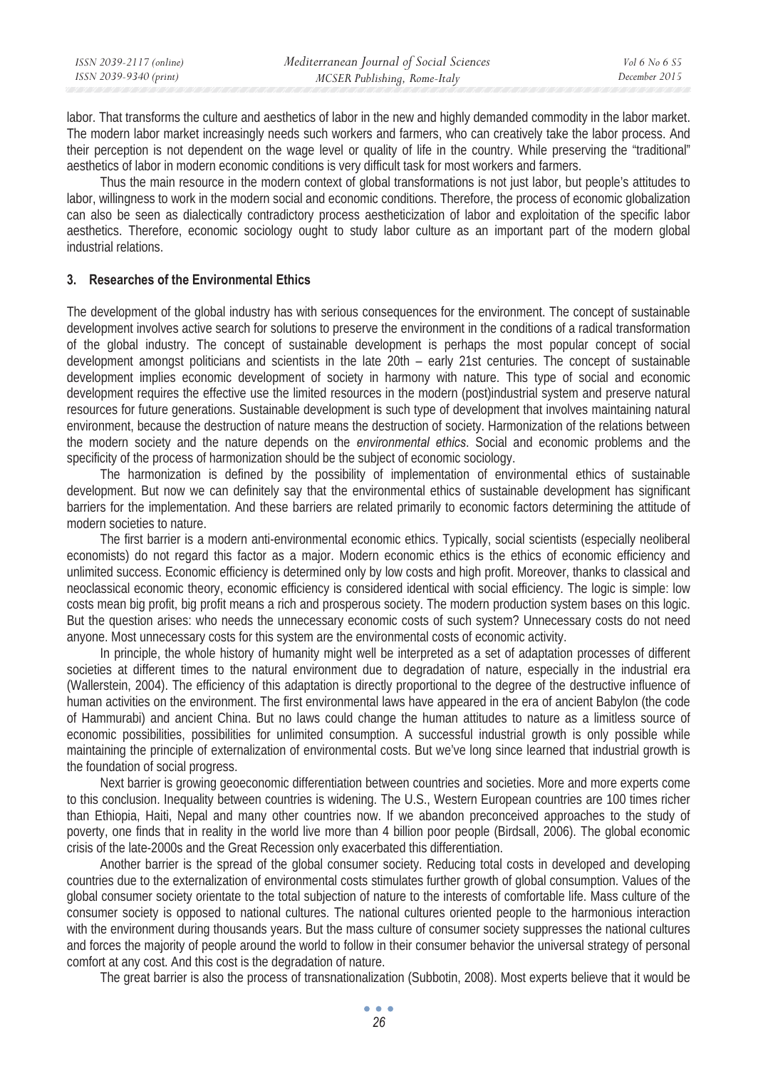labor. That transforms the culture and aesthetics of labor in the new and highly demanded commodity in the labor market. The modern labor market increasingly needs such workers and farmers, who can creatively take the labor process. And their perception is not dependent on the wage level or quality of life in the country. While preserving the "traditional" aesthetics of labor in modern economic conditions is very difficult task for most workers and farmers.

Thus the main resource in the modern context of global transformations is not just labor, but people's attitudes to labor, willingness to work in the modern social and economic conditions. Therefore, the process of economic globalization can also be seen as dialectically contradictory process aestheticization of labor and exploitation of the specific labor aesthetics. Therefore, economic sociology ought to study labor culture as an important part of the modern global industrial relations.

## 3. Researches of the Environmental Ethics

The development of the global industry has with serious consequences for the environment. The concept of sustainable development involves active search for solutions to preserve the environment in the conditions of a radical transformation of the global industry. The concept of sustainable development is perhaps the most popular concept of social development amongst politicians and scientists in the late 20th – early 21st centuries. The concept of sustainable development implies economic development of society in harmony with nature. This type of social and economic development requires the effective use the limited resources in the modern (post)industrial system and preserve natural resources for future generations. Sustainable development is such type of development that involves maintaining natural environment, because the destruction of nature means the destruction of society. Harmonization of the relations between the modern society and the nature depends on the *environmental ethics*. Social and economic problems and the specificity of the process of harmonization should be the subject of economic sociology.

The harmonization is defined by the possibility of implementation of environmental ethics of sustainable development. But now we can definitely say that the environmental ethics of sustainable development has significant barriers for the implementation. And these barriers are related primarily to economic factors determining the attitude of modern societies to nature.

The first barrier is a modern anti-environmental economic ethics. Typically, social scientists (especially neoliberal economists) do not regard this factor as a major. Modern economic ethics is the ethics of economic efficiency and unlimited success. Economic efficiency is determined only by low costs and high profit. Moreover, thanks to classical and neoclassical economic theory, economic efficiency is considered identical with social efficiency. The logic is simple: low costs mean big profit, big profit means a rich and prosperous society. The modern production system bases on this logic. But the question arises: who needs the unnecessary economic costs of such system? Unnecessary costs do not need anyone. Most unnecessary costs for this system are the environmental costs of economic activity.

In principle, the whole history of humanity might well be interpreted as a set of adaptation processes of different societies at different times to the natural environment due to degradation of nature, especially in the industrial era (Wallerstein, 2004). The efficiency of this adaptation is directly proportional to the degree of the destructive influence of human activities on the environment. The first environmental laws have appeared in the era of ancient Babylon (the code of Hammurabi) and ancient China. But no laws could change the human attitudes to nature as a limitless source of economic possibilities, possibilities for unlimited consumption. A successful industrial growth is only possible while maintaining the principle of externalization of environmental costs. But we've long since learned that industrial growth is the foundation of social progress.

Next barrier is growing geoeconomic differentiation between countries and societies. More and more experts come to this conclusion. Inequality between countries is widening. The U.S., Western European countries are 100 times richer than Ethiopia, Haiti, Nepal and many other countries now. If we abandon preconceived approaches to the study of poverty, one finds that in reality in the world live more than 4 billion poor people (Birdsall, 2006). The global economic crisis of the late-2000s and the Great Recession only exacerbated this differentiation.

Another barrier is the spread of the global consumer society. Reducing total costs in developed and developing countries due to the externalization of environmental costs stimulates further growth of global consumption. Values of the global consumer society orientate to the total subjection of nature to the interests of comfortable life. Mass culture of the consumer society is opposed to national cultures. The national cultures oriented people to the harmonious interaction with the environment during thousands years. But the mass culture of consumer society suppresses the national cultures and forces the majority of people around the world to follow in their consumer behavior the universal strategy of personal comfort at any cost. And this cost is the degradation of nature.

The great barrier is also the process of transnationalization (Subbotin, 2008). Most experts believe that it would be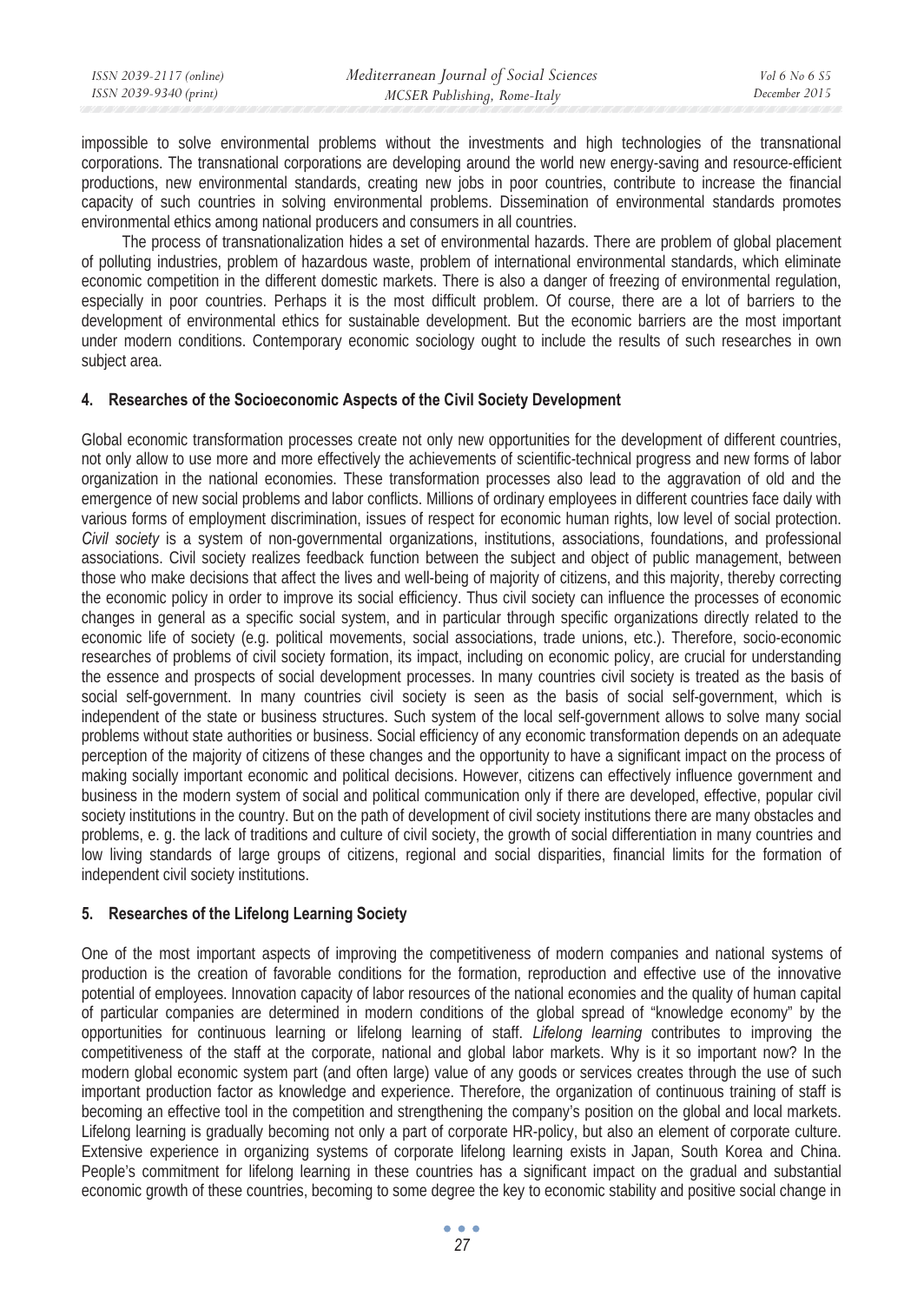impossible to solve environmental problems without the investments and high technologies of the transnational corporations. The transnational corporations are developing around the world new energy-saving and resource-efficient productions, new environmental standards, creating new jobs in poor countries, contribute to increase the financial capacity of such countries in solving environmental problems. Dissemination of environmental standards promotes environmental ethics among national producers and consumers in all countries.

The process of transnationalization hides a set of environmental hazards. There are problem of global placement of polluting industries, problem of hazardous waste, problem of international environmental standards, which eliminate economic competition in the different domestic markets. There is also a danger of freezing of environmental regulation, especially in poor countries. Perhaps it is the most difficult problem. Of course, there are a lot of barriers to the development of environmental ethics for sustainable development. But the economic barriers are the most important under modern conditions. Contemporary economic sociology ought to include the results of such researches in own subject area.

## 4. Researches of the Socioeconomic Aspects of the Civil Society Development

Global economic transformation processes create not only new opportunities for the development of different countries, not only allow to use more and more effectively the achievements of scientific-technical progress and new forms of labor organization in the national economies. These transformation processes also lead to the aggravation of old and the emergence of new social problems and labor conflicts. Millions of ordinary employees in different countries face daily with various forms of employment discrimination, issues of respect for economic human rights, low level of social protection. *Civil society* is a system of non-governmental organizations, institutions, associations, foundations, and professional associations. Civil society realizes feedback function between the subject and object of public management, between those who make decisions that affect the lives and well-being of majority of citizens, and this majority, thereby correcting the economic policy in order to improve its social efficiency. Thus civil society can influence the processes of economic changes in general as a specific social system, and in particular through specific organizations directly related to the economic life of society (e.g. political movements, social associations, trade unions, etc.). Therefore, socio-economic researches of problems of civil society formation, its impact, including on economic policy, are crucial for understanding the essence and prospects of social development processes. In many countries civil society is treated as the basis of social self-government. In many countries civil society is seen as the basis of social self-government, which is independent of the state or business structures. Such system of the local self-government allows to solve many social problems without state authorities or business. Social efficiency of any economic transformation depends on an adequate perception of the majority of citizens of these changes and the opportunity to have a significant impact on the process of making socially important economic and political decisions. However, citizens can effectively influence government and business in the modern system of social and political communication only if there are developed, effective, popular civil society institutions in the country. But on the path of development of civil society institutions there are many obstacles and problems, e. g. the lack of traditions and culture of civil society, the growth of social differentiation in many countries and low living standards of large groups of citizens, regional and social disparities, financial limits for the formation of independent civil society institutions.

## 5. Researches of the Lifelong Learning Society

One of the most important aspects of improving the competitiveness of modern companies and national systems of production is the creation of favorable conditions for the formation, reproduction and effective use of the innovative potential of employees. Innovation capacity of labor resources of the national economies and the quality of human capital of particular companies are determined in modern conditions of the global spread of "knowledge economy" by the opportunities for continuous learning or lifelong learning of staff. *Lifelong learning* contributes to improving the competitiveness of the staff at the corporate, national and global labor markets. Why is it so important now? In the modern global economic system part (and often large) value of any goods or services creates through the use of such important production factor as knowledge and experience. Therefore, the organization of continuous training of staff is becoming an effective tool in the competition and strengthening the company's position on the global and local markets. Lifelong learning is gradually becoming not only a part of corporate HR-policy, but also an element of corporate culture. Extensive experience in organizing systems of corporate lifelong learning exists in Japan, South Korea and China. People's commitment for lifelong learning in these countries has a significant impact on the gradual and substantial economic growth of these countries, becoming to some degree the key to economic stability and positive social change in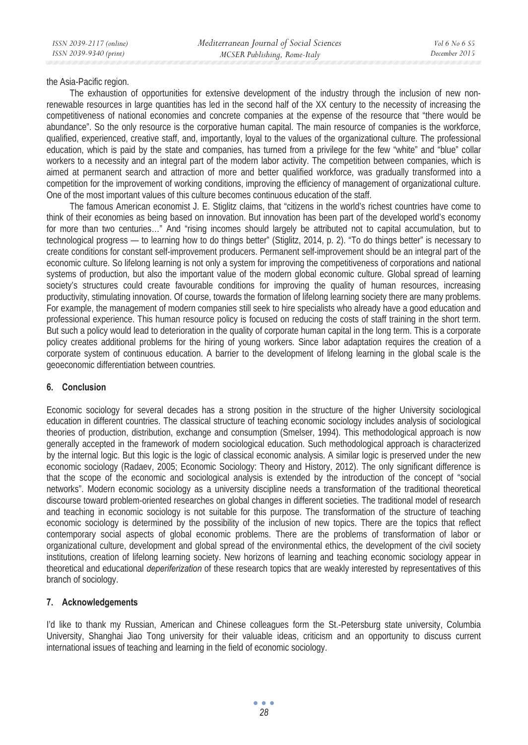the Asia-Pacific region.

The exhaustion of opportunities for extensive development of the industry through the inclusion of new non-renewable resources in large quantities has led in the second half of the XX century to the necessity of increasing the competitiveness of national economies and concrete companies at the expense of the resource that "there would be abundance". So the only resource is the corporative human capital. The main resource of companies is the workforce, qualified, experienced, creative staff, and, importantly, loyal to the values of the organizational culture. The professional education, which is paid by the state and companies, has turned from a privilege for the few "white" and "blue" collar workers to a necessity and an integral part of the modern labor activity. The competition between companies, which is aimed at permanent search and attraction of more and better qualified workforce, was gradually transformed into a competition for the improvement of working conditions, improving the efficiency of management of organizational culture. One of the most important values of this culture becomes continuous education of the staff.

The famous American economist J. E. Stiglitz claims, that "citizens in the world's richest countries have come to think of their economies as being based on innovation. But innovation has been part of the developed world's economy for more than two centuries…" And "rising incomes should largely be attributed not to capital accumulation, but to technological progress — to learning how to do things better" (Stiglitz, 2014, p. 2). "To do things better" is necessary to create conditions for constant self-improvement producers. Permanent self-improvement should be an integral part of the economic culture. So lifelong learning is not only a system for improving the competitiveness of corporations and national systems of production, but also the important value of the modern global economic culture. Global spread of learning society's structures could create favourable conditions for improving the quality of human resources, increasing productivity, stimulating innovation. Of course, towards the formation of lifelong learning society there are many problems. For example, the management of modern companies still seek to hire specialists who already have a good education and professional experience. This human resource policy is focused on reducing the costs of staff training in the short term. But such a policy would lead to deterioration in the quality of corporate human capital in the long term. This is a corporate policy creates additional problems for the hiring of young workers. Since labor adaptation requires the creation of a corporate system of continuous education. A barrier to the development of lifelong learning in the global scale is the geoeconomic differentiation between countries.

## 6. Conclusion

Economic sociology for several decades has a strong position in the structure of the higher University sociological education in different countries. The classical structure of teaching economic sociology includes analysis of sociological theories of production, distribution, exchange and consumption (Smelser, 1994). This methodological approach is now generally accepted in the framework of modern sociological education. Such methodological approach is characterized by the internal logic. But this logic is the logic of classical economic analysis. A similar logic is preserved under the new economic sociology (Radaev, 2005; Economic Sociology: Theory and History, 2012). The only significant difference is that the scope of the economic and sociological analysis is extended by the introduction of the concept of "social networks". Modern economic sociology as a university discipline needs a transformation of the traditional theoretical discourse toward problem-oriented researches on global changes in different societies. The traditional model of research and teaching in economic sociology is not suitable for this purpose. The transformation of the structure of teaching economic sociology is determined by the possibility of the inclusion of new topics. There are the topics that reflect contemporary social aspects of global economic problems. There are the problems of transformation of labor or organizational culture, development and global spread of the environmental ethics, the development of the civil society institutions, creation of lifelong learning society. New horizons of learning and teaching economic sociology appear in theoretical and educational *deperiferization* of these research topics that are weakly interested by representatives of this branch of sociology.

## 7. Acknowledgements

I'd like to thank my Russian, American and Chinese colleagues form the St.-Petersburg state university, Columbia University, Shanghai Jiao Tong university for their valuable ideas, criticism and an opportunity to discuss current international issues of teaching and learning in the field of economic sociology.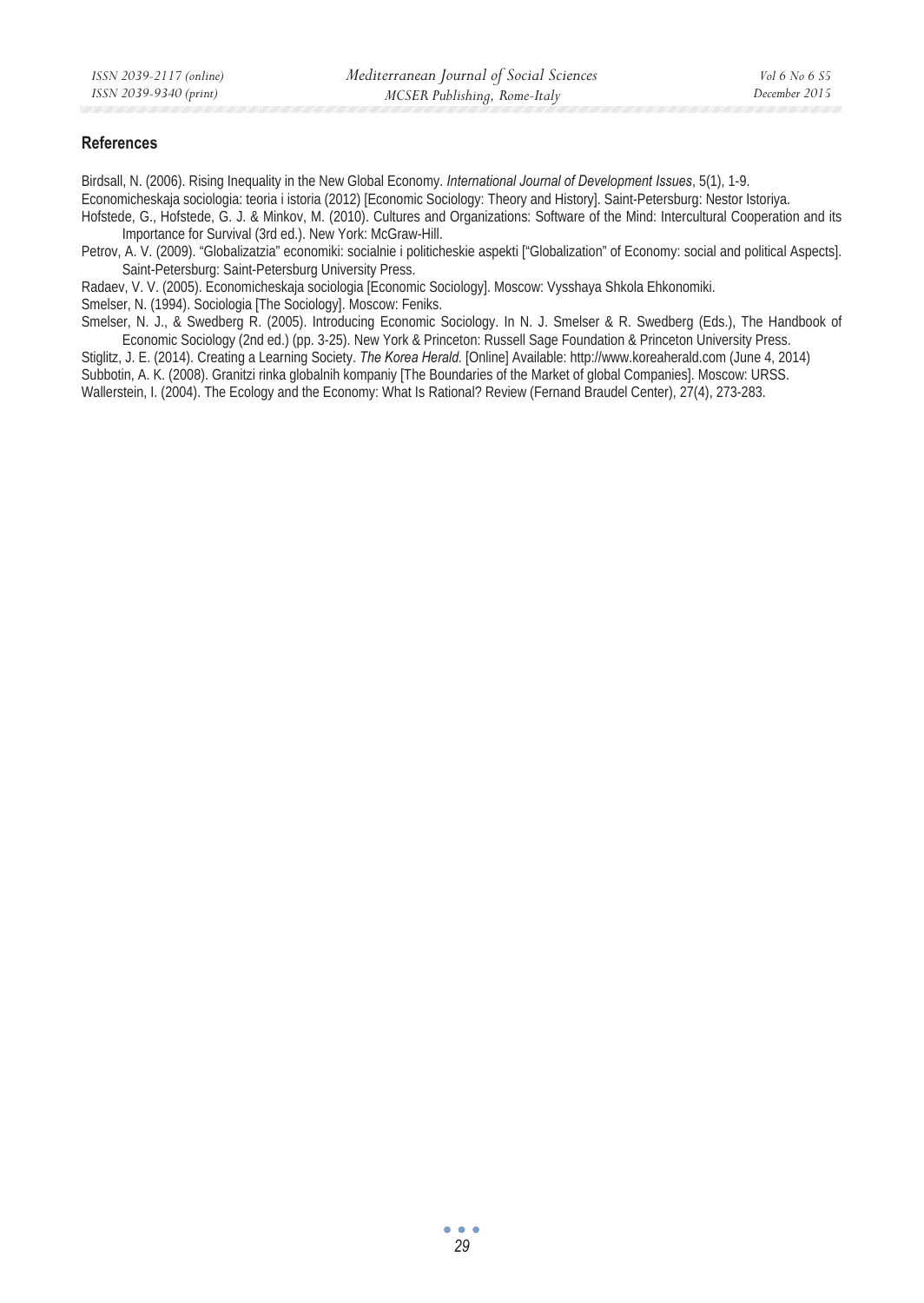## References

Birdsall, N. (2006). Rising Inequality in the New Global Economy. *International Journal of Development Issues*, 5(1), 1-9.

Economicheskaja sociologia: teoria i istoria (2012) [Economic Sociology: Theory and History]. Saint-Petersburg: Nestor Istoriya.

Hofstede, G., Hofstede, G. J. & Minkov, M. (2010). Cultures and Organizations: Software of the Mind: Intercultural Cooperation and its Importance for Survival (3rd ed.). New York: McGraw-Hill.

Petrov, A. V. (2009). "Globalizatzia" economiki: socialnie i politicheskie aspekti ["Globalization" of Economy: social and political Aspects]. Saint-Petersburg: Saint-Petersburg University Press.

Radaev, V. V. (2005). Economicheskaja sociologia [Economic Sociology]. Moscow: Vysshaya Shkola Ehkonomiki.

Smelser, N. (1994). Sociologia [The Sociology]. Moscow: Feniks.

Smelser, N. J., & Swedberg R. (2005). Introducing Economic Sociology. In N. J. Smelser & R. Swedberg (Eds.), The Handbook of Economic Sociology (2nd ed.) (pp. 3-25). New York & Princeton: Russell Sage Foundation & Princeton University Press.

Stiglitz, J. E. (2014). Creating a Learning Society. *The Korea Herald.* [Online] Available: http://www.koreaherald.com (June 4, 2014)

Subbotin, A. K. (2008). Granitzi rinka globalnih kompaniy [The Boundaries of the Market of global Companies]. Moscow: URSS.

Wallerstein, I. (2004). The Ecology and the Economy: What Is Rational? Review (Fernand Braudel Center), 27(4), 273-283.